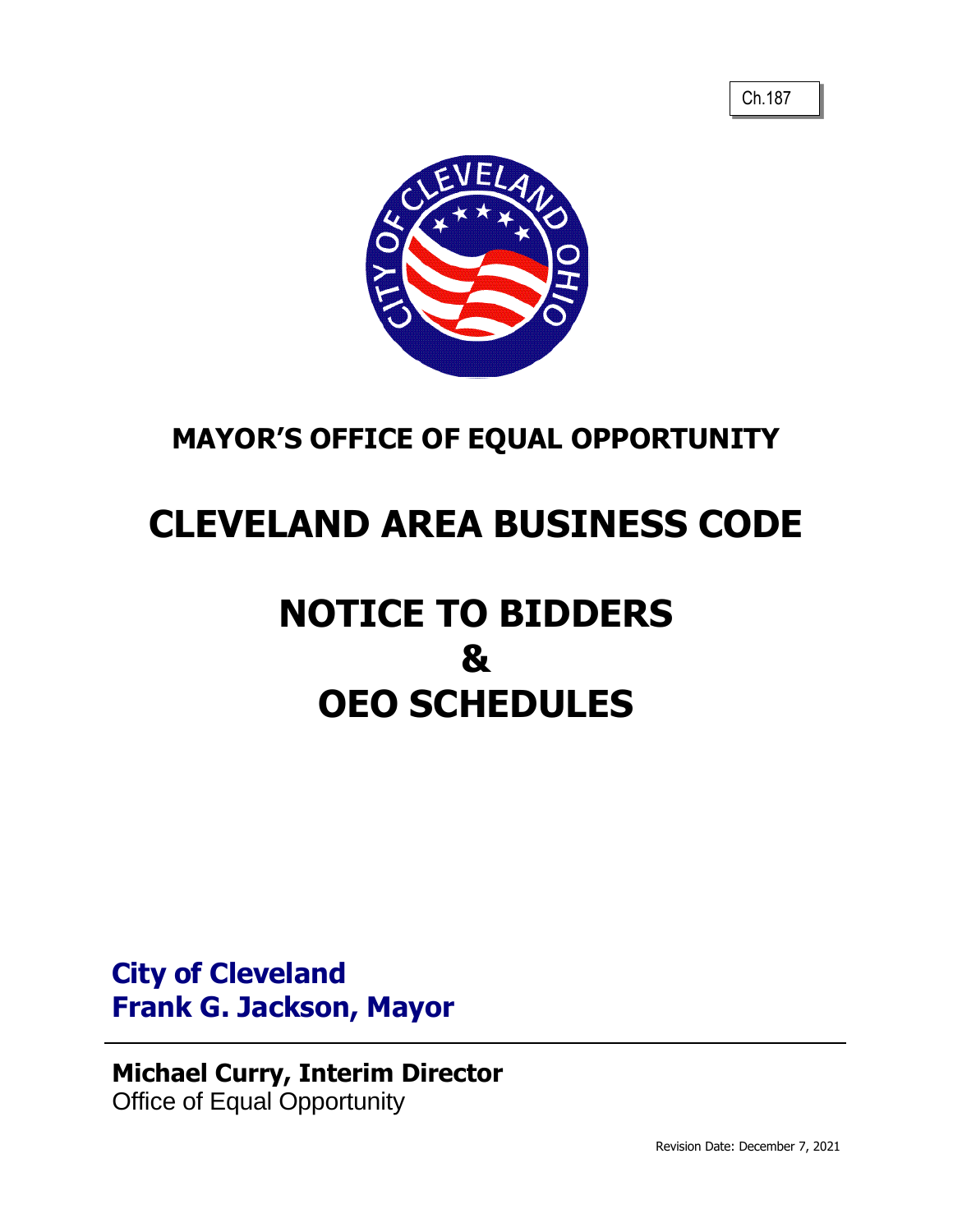Ch.187

# MAYOR'S OFFICE OF EQUAL OPPORTUNITY

# CLEVELAND AREA BUSINESS CODE

# NOTICE TO BIDDERS
# &
# OEO SCHEDULES

**City of Cleveland**
**Frank G. Jackson, Mayor**

---

**Michael Curry, Interim Director**
Office of Equal Opportunity

Revision Date: December 7, 2021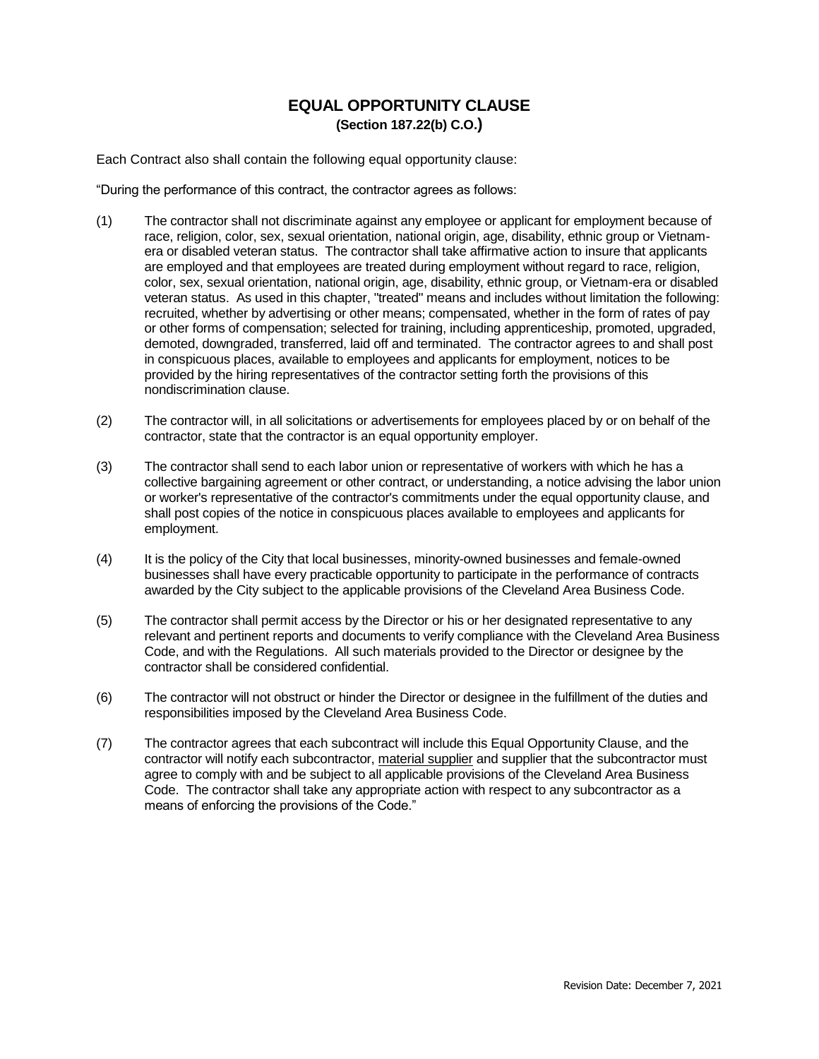# EQUAL OPPORTUNITY CLAUSE

**(Section 187.22(b) C.O.)**

Each Contract also shall contain the following equal opportunity clause:

"During the performance of this contract, the contractor agrees as follows:

(1) The contractor shall not discriminate against any employee or applicant for employment because of race, religion, color, sex, sexual orientation, national origin, age, disability, ethnic group or Vietnam-era or disabled veteran status. The contractor shall take affirmative action to insure that applicants are employed and that employees are treated during employment without regard to race, religion, color, sex, sexual orientation, national origin, age, disability, ethnic group, or Vietnam-era or disabled veteran status. As used in this chapter, "treated" means and includes without limitation the following: recruited, whether by advertising or other means; compensated, whether in the form of rates of pay or other forms of compensation; selected for training, including apprenticeship, promoted, upgraded, demoted, downgraded, transferred, laid off and terminated. The contractor agrees to and shall post in conspicuous places, available to employees and applicants for employment, notices to be provided by the hiring representatives of the contractor setting forth the provisions of this nondiscrimination clause.

(2) The contractor will, in all solicitations or advertisements for employees placed by or on behalf of the contractor, state that the contractor is an equal opportunity employer.

(3) The contractor shall send to each labor union or representative of workers with which he has a collective bargaining agreement or other contract, or understanding, a notice advising the labor union or worker's representative of the contractor's commitments under the equal opportunity clause, and shall post copies of the notice in conspicuous places available to employees and applicants for employment.

(4) It is the policy of the City that local businesses, minority-owned businesses and female-owned businesses shall have every practicable opportunity to participate in the performance of contracts awarded by the City subject to the applicable provisions of the Cleveland Area Business Code.

(5) The contractor shall permit access by the Director or his or her designated representative to any relevant and pertinent reports and documents to verify compliance with the Cleveland Area Business Code, and with the Regulations. All such materials provided to the Director or designee by the contractor shall be considered confidential.

(6) The contractor will not obstruct or hinder the Director or designee in the fulfillment of the duties and responsibilities imposed by the Cleveland Area Business Code.

(7) The contractor agrees that each subcontract will include this Equal Opportunity Clause, and the contractor will notify each subcontractor, material supplier and supplier that the subcontractor must agree to comply with and be subject to all applicable provisions of the Cleveland Area Business Code. The contractor shall take any appropriate action with respect to any subcontractor as a means of enforcing the provisions of the Code."

Revision Date: December 7, 2021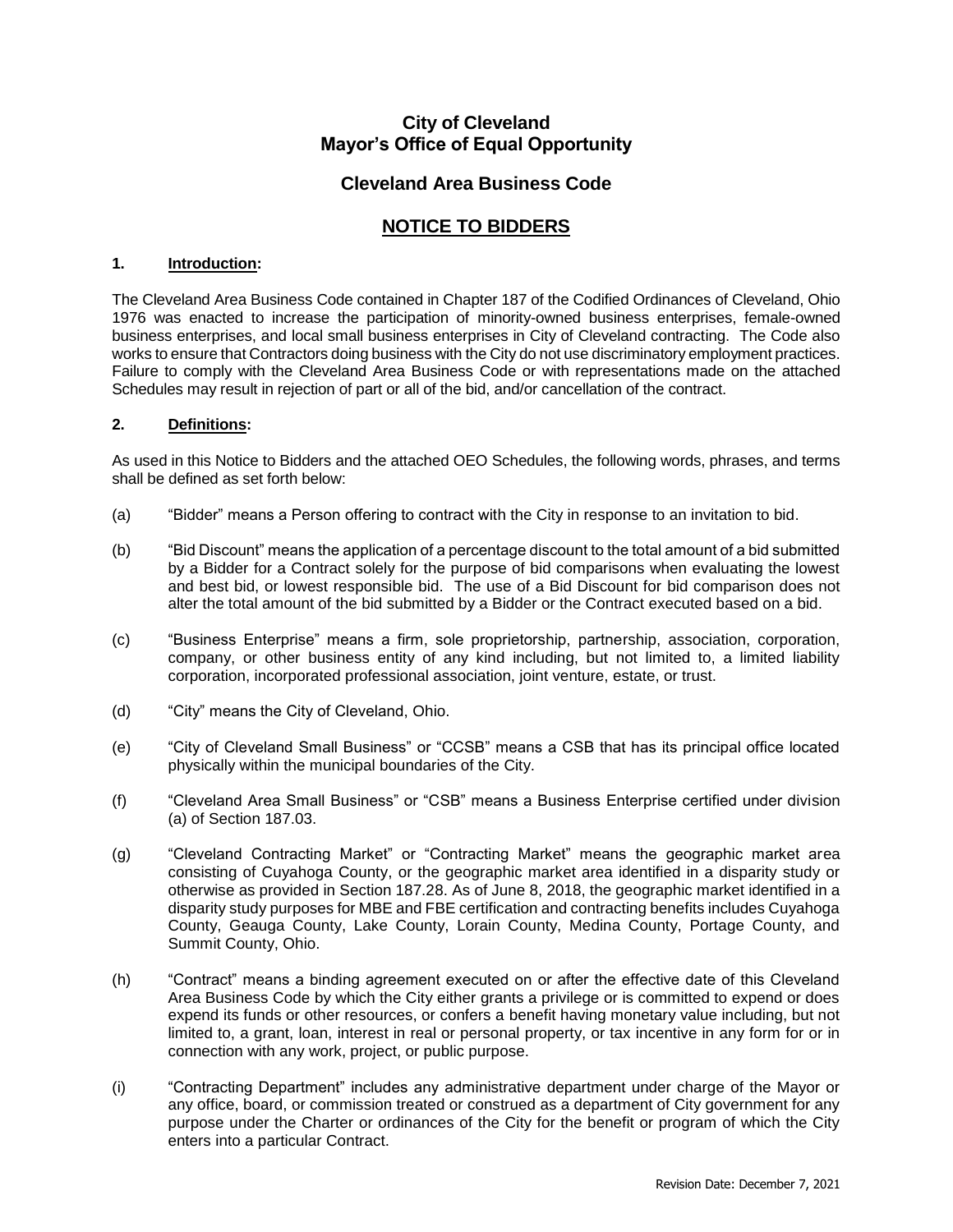# City of Cleveland
# Mayor's Office of Equal Opportunity

## Cleveland Area Business Code

## NOTICE TO BIDDERS

### 1. Introduction:

The Cleveland Area Business Code contained in Chapter 187 of the Codified Ordinances of Cleveland, Ohio 1976 was enacted to increase the participation of minority-owned business enterprises, female-owned business enterprises, and local small business enterprises in City of Cleveland contracting. The Code also works to ensure that Contractors doing business with the City do not use discriminatory employment practices. Failure to comply with the Cleveland Area Business Code or with representations made on the attached Schedules may result in rejection of part or all of the bid, and/or cancellation of the contract.

### 2. Definitions:

As used in this Notice to Bidders and the attached OEO Schedules, the following words, phrases, and terms shall be defined as set forth below:

(a) "Bidder" means a Person offering to contract with the City in response to an invitation to bid.

(b) "Bid Discount" means the application of a percentage discount to the total amount of a bid submitted by a Bidder for a Contract solely for the purpose of bid comparisons when evaluating the lowest and best bid, or lowest responsible bid. The use of a Bid Discount for bid comparison does not alter the total amount of the bid submitted by a Bidder or the Contract executed based on a bid.

(c) "Business Enterprise" means a firm, sole proprietorship, partnership, association, corporation, company, or other business entity of any kind including, but not limited to, a limited liability corporation, incorporated professional association, joint venture, estate, or trust.

(d) "City" means the City of Cleveland, Ohio.

(e) "City of Cleveland Small Business" or "CCSB" means a CSB that has its principal office located physically within the municipal boundaries of the City.

(f) "Cleveland Area Small Business" or "CSB" means a Business Enterprise certified under division (a) of Section 187.03.

(g) "Cleveland Contracting Market" or "Contracting Market" means the geographic market area consisting of Cuyahoga County, or the geographic market area identified in a disparity study or otherwise as provided in Section 187.28. As of June 8, 2018, the geographic market identified in a disparity study purposes for MBE and FBE certification and contracting benefits includes Cuyahoga County, Geauga County, Lake County, Lorain County, Medina County, Portage County, and Summit County, Ohio.

(h) "Contract" means a binding agreement executed on or after the effective date of this Cleveland Area Business Code by which the City either grants a privilege or is committed to expend or does expend its funds or other resources, or confers a benefit having monetary value including, but not limited to, a grant, loan, interest in real or personal property, or tax incentive in any form for or in connection with any work, project, or public purpose.

(i) "Contracting Department" includes any administrative department under charge of the Mayor or any office, board, or commission treated or construed as a department of City government for any purpose under the Charter or ordinances of the City for the benefit or program of which the City enters into a particular Contract.

Revision Date: December 7, 2021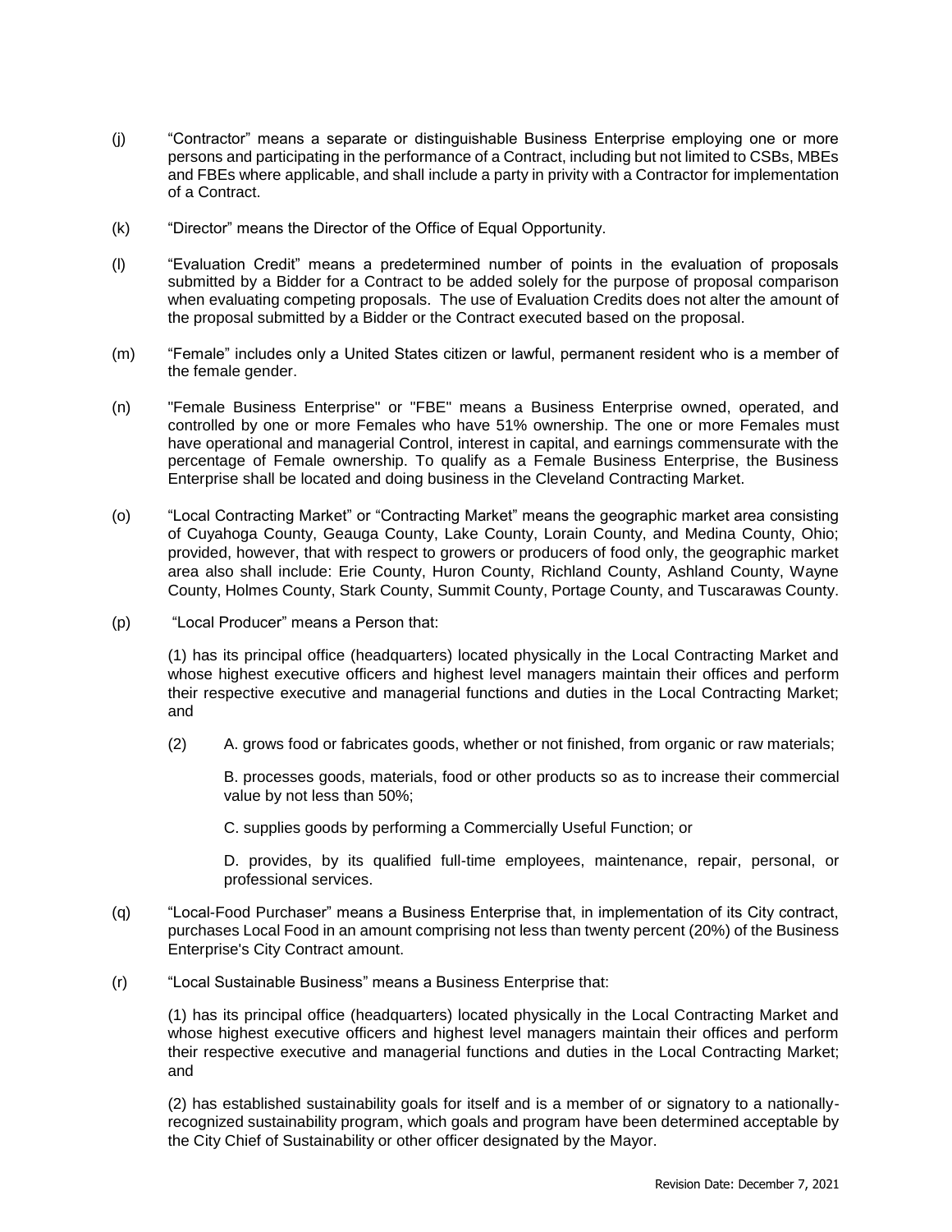(j) "Contractor" means a separate or distinguishable Business Enterprise employing one or more persons and participating in the performance of a Contract, including but not limited to CSBs, MBEs and FBEs where applicable, and shall include a party in privity with a Contractor for implementation of a Contract.

(k) "Director" means the Director of the Office of Equal Opportunity.

(l) "Evaluation Credit" means a predetermined number of points in the evaluation of proposals submitted by a Bidder for a Contract to be added solely for the purpose of proposal comparison when evaluating competing proposals. The use of Evaluation Credits does not alter the amount of the proposal submitted by a Bidder or the Contract executed based on the proposal.

(m) "Female" includes only a United States citizen or lawful, permanent resident who is a member of the female gender.

(n) "Female Business Enterprise" or "FBE" means a Business Enterprise owned, operated, and controlled by one or more Females who have 51% ownership. The one or more Females must have operational and managerial Control, interest in capital, and earnings commensurate with the percentage of Female ownership. To qualify as a Female Business Enterprise, the Business Enterprise shall be located and doing business in the Cleveland Contracting Market.

(o) "Local Contracting Market" or "Contracting Market" means the geographic market area consisting of Cuyahoga County, Geauga County, Lake County, Lorain County, and Medina County, Ohio; provided, however, that with respect to growers or producers of food only, the geographic market area also shall include: Erie County, Huron County, Richland County, Ashland County, Wayne County, Holmes County, Stark County, Summit County, Portage County, and Tuscarawas County.

(p) "Local Producer" means a Person that:

(1) has its principal office (headquarters) located physically in the Local Contracting Market and whose highest executive officers and highest level managers maintain their offices and perform their respective executive and managerial functions and duties in the Local Contracting Market; and

(2) A. grows food or fabricates goods, whether or not finished, from organic or raw materials;

B. processes goods, materials, food or other products so as to increase their commercial value by not less than 50%;

C. supplies goods by performing a Commercially Useful Function; or

D. provides, by its qualified full-time employees, maintenance, repair, personal, or professional services.

(q) "Local-Food Purchaser" means a Business Enterprise that, in implementation of its City contract, purchases Local Food in an amount comprising not less than twenty percent (20%) of the Business Enterprise's City Contract amount.

(r) "Local Sustainable Business" means a Business Enterprise that:

(1) has its principal office (headquarters) located physically in the Local Contracting Market and whose highest executive officers and highest level managers maintain their offices and perform their respective executive and managerial functions and duties in the Local Contracting Market; and

(2) has established sustainability goals for itself and is a member of or signatory to a nationally-recognized sustainability program, which goals and program have been determined acceptable by the City Chief of Sustainability or other officer designated by the Mayor.

Revision Date: December 7, 2021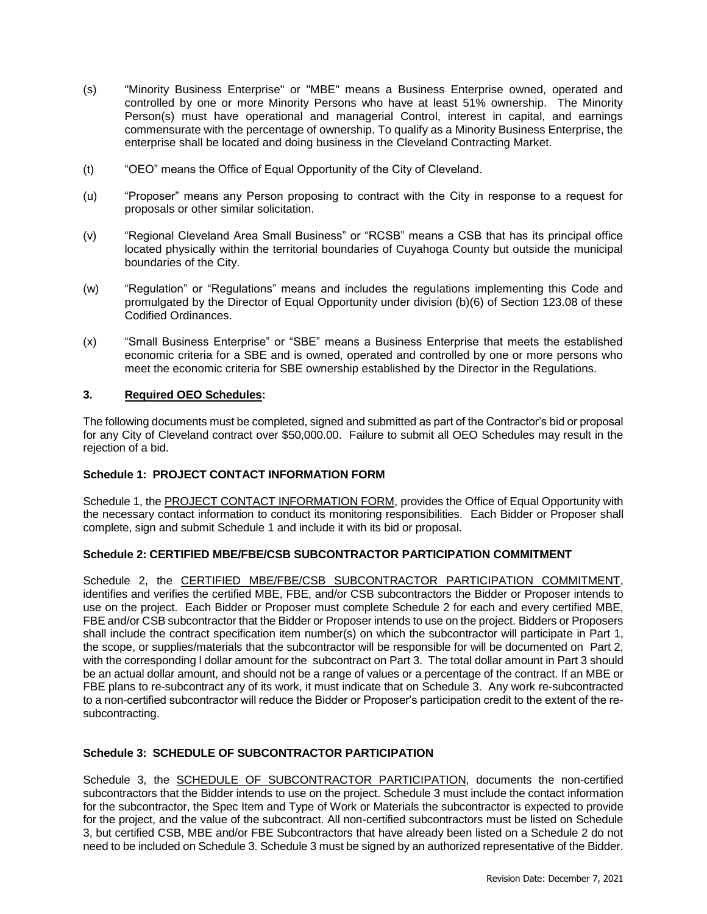(s) "Minority Business Enterprise" or "MBE" means a Business Enterprise owned, operated and controlled by one or more Minority Persons who have at least 51% ownership. The Minority Person(s) must have operational and managerial Control, interest in capital, and earnings commensurate with the percentage of ownership. To qualify as a Minority Business Enterprise, the enterprise shall be located and doing business in the Cleveland Contracting Market.

(t) "OEO" means the Office of Equal Opportunity of the City of Cleveland.

(u) "Proposer" means any Person proposing to contract with the City in response to a request for proposals or other similar solicitation.

(v) "Regional Cleveland Area Small Business" or "RCSB" means a CSB that has its principal office located physically within the territorial boundaries of Cuyahoga County but outside the municipal boundaries of the City.

(w) "Regulation" or "Regulations" means and includes the regulations implementing this Code and promulgated by the Director of Equal Opportunity under division (b)(6) of Section 123.08 of these Codified Ordinances.

(x) "Small Business Enterprise" or "SBE" means a Business Enterprise that meets the established economic criteria for a SBE and is owned, operated and controlled by one or more persons who meet the economic criteria for SBE ownership established by the Director in the Regulations.

## 3. Required OEO Schedules:

The following documents must be completed, signed and submitted as part of the Contractor's bid or proposal for any City of Cleveland contract over $50,000.00. Failure to submit all OEO Schedules may result in the rejection of a bid.

### Schedule 1: PROJECT CONTACT INFORMATION FORM

Schedule 1, the PROJECT CONTACT INFORMATION FORM, provides the Office of Equal Opportunity with the necessary contact information to conduct its monitoring responsibilities. Each Bidder or Proposer shall complete, sign and submit Schedule 1 and include it with its bid or proposal.

### Schedule 2: CERTIFIED MBE/FBE/CSB SUBCONTRACTOR PARTICIPATION COMMITMENT

Schedule 2, the CERTIFIED MBE/FBE/CSB SUBCONTRACTOR PARTICIPATION COMMITMENT, identifies and verifies the certified MBE, FBE, and/or CSB subcontractors the Bidder or Proposer intends to use on the project. Each Bidder or Proposer must complete Schedule 2 for each and every certified MBE, FBE and/or CSB subcontractor that the Bidder or Proposer intends to use on the project. Bidders or Proposers shall include the contract specification item number(s) on which the subcontractor will participate in Part 1, the scope, or supplies/materials that the subcontractor will be responsible for will be documented on Part 2, with the corresponding l dollar amount for the subcontract on Part 3. The total dollar amount in Part 3 should be an actual dollar amount, and should not be a range of values or a percentage of the contract. If an MBE or FBE plans to re-subcontract any of its work, it must indicate that on Schedule 3. Any work re-subcontracted to a non-certified subcontractor will reduce the Bidder or Proposer's participation credit to the extent of the re-subcontracting.

### Schedule 3: SCHEDULE OF SUBCONTRACTOR PARTICIPATION

Schedule 3, the SCHEDULE OF SUBCONTRACTOR PARTICIPATION, documents the non-certified subcontractors that the Bidder intends to use on the project. Schedule 3 must include the contact information for the subcontractor, the Spec Item and Type of Work or Materials the subcontractor is expected to provide for the project, and the value of the subcontract. All non-certified subcontractors must be listed on Schedule 3, but certified CSB, MBE and/or FBE Subcontractors that have already been listed on a Schedule 2 do not need to be included on Schedule 3. Schedule 3 must be signed by an authorized representative of the Bidder.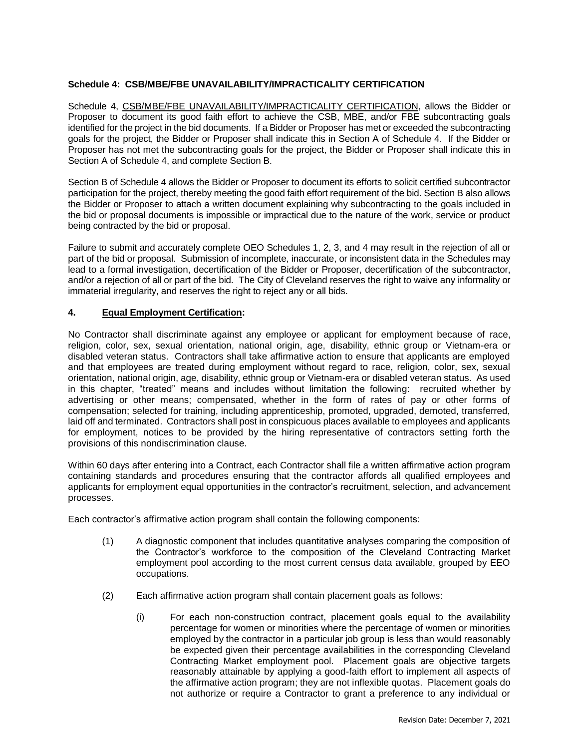**Schedule 4: CSB/MBE/FBE UNAVAILABILITY/IMPRACTICALITY CERTIFICATION**

Schedule 4, <u>CSB/MBE/FBE UNAVAILABILITY/IMPRACTICALITY CERTIFICATION</u>, allows the Bidder or Proposer to document its good faith effort to achieve the CSB, MBE, and/or FBE subcontracting goals identified for the project in the bid documents. If a Bidder or Proposer has met or exceeded the subcontracting goals for the project, the Bidder or Proposer shall indicate this in Section A of Schedule 4. If the Bidder or Proposer has not met the subcontracting goals for the project, the Bidder or Proposer shall indicate this in Section A of Schedule 4, and complete Section B.

Section B of Schedule 4 allows the Bidder or Proposer to document its efforts to solicit certified subcontractor participation for the project, thereby meeting the good faith effort requirement of the bid. Section B also allows the Bidder or Proposer to attach a written document explaining why subcontracting to the goals included in the bid or proposal documents is impossible or impractical due to the nature of the work, service or product being contracted by the bid or proposal.

Failure to submit and accurately complete OEO Schedules 1, 2, 3, and 4 may result in the rejection of all or part of the bid or proposal. Submission of incomplete, inaccurate, or inconsistent data in the Schedules may lead to a formal investigation, decertification of the Bidder or Proposer, decertification of the subcontractor, and/or a rejection of all or part of the bid. The City of Cleveland reserves the right to waive any informality or immaterial irregularity, and reserves the right to reject any or all bids.

**4. <u>Equal Employment Certification</u>:**

No Contractor shall discriminate against any employee or applicant for employment because of race, religion, color, sex, sexual orientation, national origin, age, disability, ethnic group or Vietnam-era or disabled veteran status. Contractors shall take affirmative action to ensure that applicants are employed and that employees are treated during employment without regard to race, religion, color, sex, sexual orientation, national origin, age, disability, ethnic group or Vietnam-era or disabled veteran status. As used in this chapter, "treated" means and includes without limitation the following: recruited whether by advertising or other means; compensated, whether in the form of rates of pay or other forms of compensation; selected for training, including apprenticeship, promoted, upgraded, demoted, transferred, laid off and terminated. Contractors shall post in conspicuous places available to employees and applicants for employment, notices to be provided by the hiring representative of contractors setting forth the provisions of this nondiscrimination clause.

Within 60 days after entering into a Contract, each Contractor shall file a written affirmative action program containing standards and procedures ensuring that the contractor affords all qualified employees and applicants for employment equal opportunities in the contractor's recruitment, selection, and advancement processes.

Each contractor's affirmative action program shall contain the following components:

(1) A diagnostic component that includes quantitative analyses comparing the composition of the Contractor's workforce to the composition of the Cleveland Contracting Market employment pool according to the most current census data available, grouped by EEO occupations.

(2) Each affirmative action program shall contain placement goals as follows:

(i) For each non-construction contract, placement goals equal to the availability percentage for women or minorities where the percentage of women or minorities employed by the contractor in a particular job group is less than would reasonably be expected given their percentage availabilities in the corresponding Cleveland Contracting Market employment pool. Placement goals are objective targets reasonably attainable by applying a good-faith effort to implement all aspects of the affirmative action program; they are not inflexible quotas. Placement goals do not authorize or require a Contractor to grant a preference to any individual or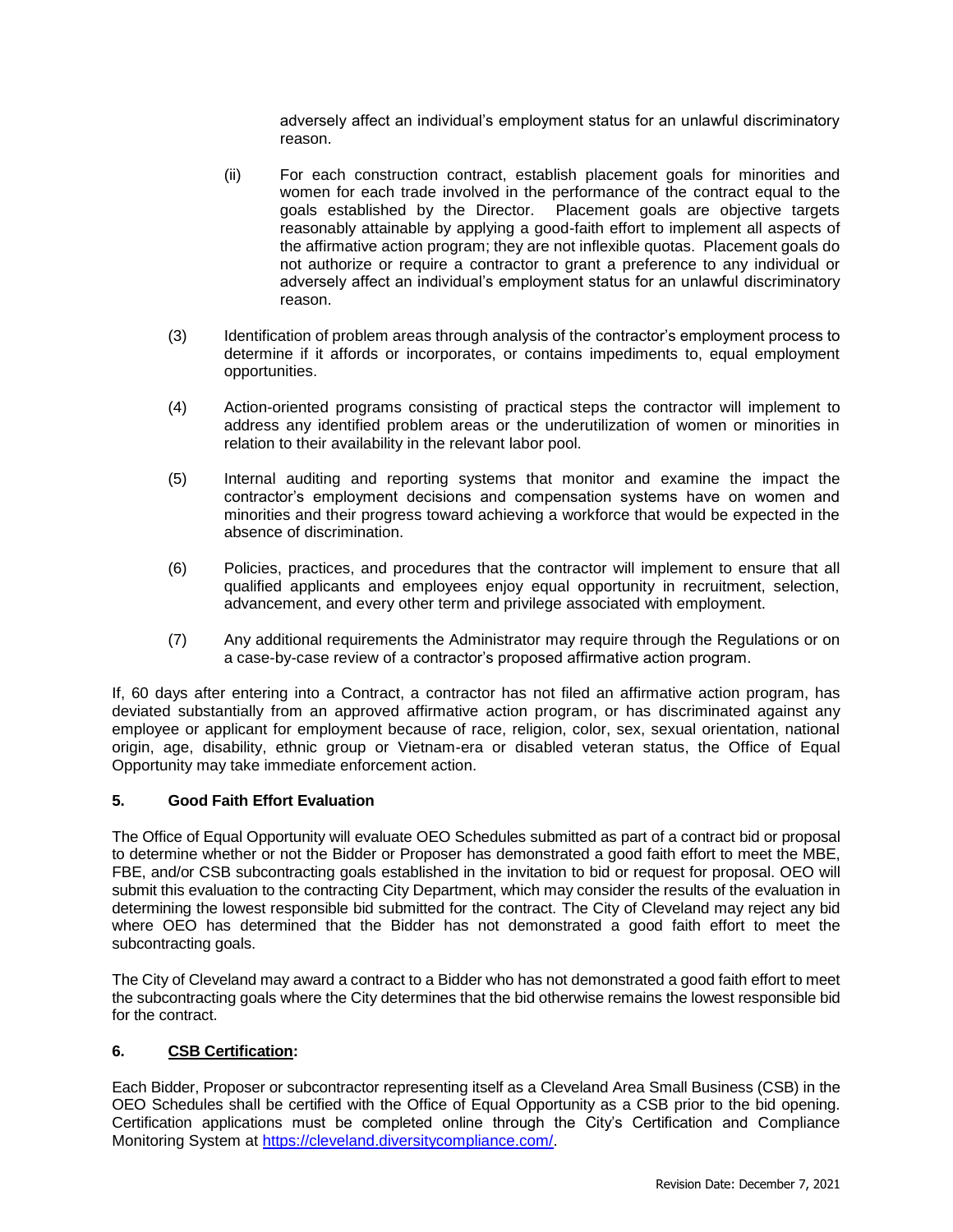adversely affect an individual's employment status for an unlawful discriminatory reason.

(ii) For each construction contract, establish placement goals for minorities and women for each trade involved in the performance of the contract equal to the goals established by the Director. Placement goals are objective targets reasonably attainable by applying a good-faith effort to implement all aspects of the affirmative action program; they are not inflexible quotas. Placement goals do not authorize or require a contractor to grant a preference to any individual or adversely affect an individual's employment status for an unlawful discriminatory reason.

(3) Identification of problem areas through analysis of the contractor's employment process to determine if it affords or incorporates, or contains impediments to, equal employment opportunities.

(4) Action-oriented programs consisting of practical steps the contractor will implement to address any identified problem areas or the underutilization of women or minorities in relation to their availability in the relevant labor pool.

(5) Internal auditing and reporting systems that monitor and examine the impact the contractor's employment decisions and compensation systems have on women and minorities and their progress toward achieving a workforce that would be expected in the absence of discrimination.

(6) Policies, practices, and procedures that the contractor will implement to ensure that all qualified applicants and employees enjoy equal opportunity in recruitment, selection, advancement, and every other term and privilege associated with employment.

(7) Any additional requirements the Administrator may require through the Regulations or on a case-by-case review of a contractor's proposed affirmative action program.

If, 60 days after entering into a Contract, a contractor has not filed an affirmative action program, has deviated substantially from an approved affirmative action program, or has discriminated against any employee or applicant for employment because of race, religion, color, sex, sexual orientation, national origin, age, disability, ethnic group or Vietnam-era or disabled veteran status, the Office of Equal Opportunity may take immediate enforcement action.

### 5. Good Faith Effort Evaluation

The Office of Equal Opportunity will evaluate OEO Schedules submitted as part of a contract bid or proposal to determine whether or not the Bidder or Proposer has demonstrated a good faith effort to meet the MBE, FBE, and/or CSB subcontracting goals established in the invitation to bid or request for proposal. OEO will submit this evaluation to the contracting City Department, which may consider the results of the evaluation in determining the lowest responsible bid submitted for the contract. The City of Cleveland may reject any bid where OEO has determined that the Bidder has not demonstrated a good faith effort to meet the subcontracting goals.

The City of Cleveland may award a contract to a Bidder who has not demonstrated a good faith effort to meet the subcontracting goals where the City determines that the bid otherwise remains the lowest responsible bid for the contract.

### 6. CSB Certification:

Each Bidder, Proposer or subcontractor representing itself as a Cleveland Area Small Business (CSB) in the OEO Schedules shall be certified with the Office of Equal Opportunity as a CSB prior to the bid opening. Certification applications must be completed online through the City's Certification and Compliance Monitoring System at [https://cleveland.diversitycompliance.com/](https://cleveland.diversitycompliance.com/).

Revision Date: December 7, 2021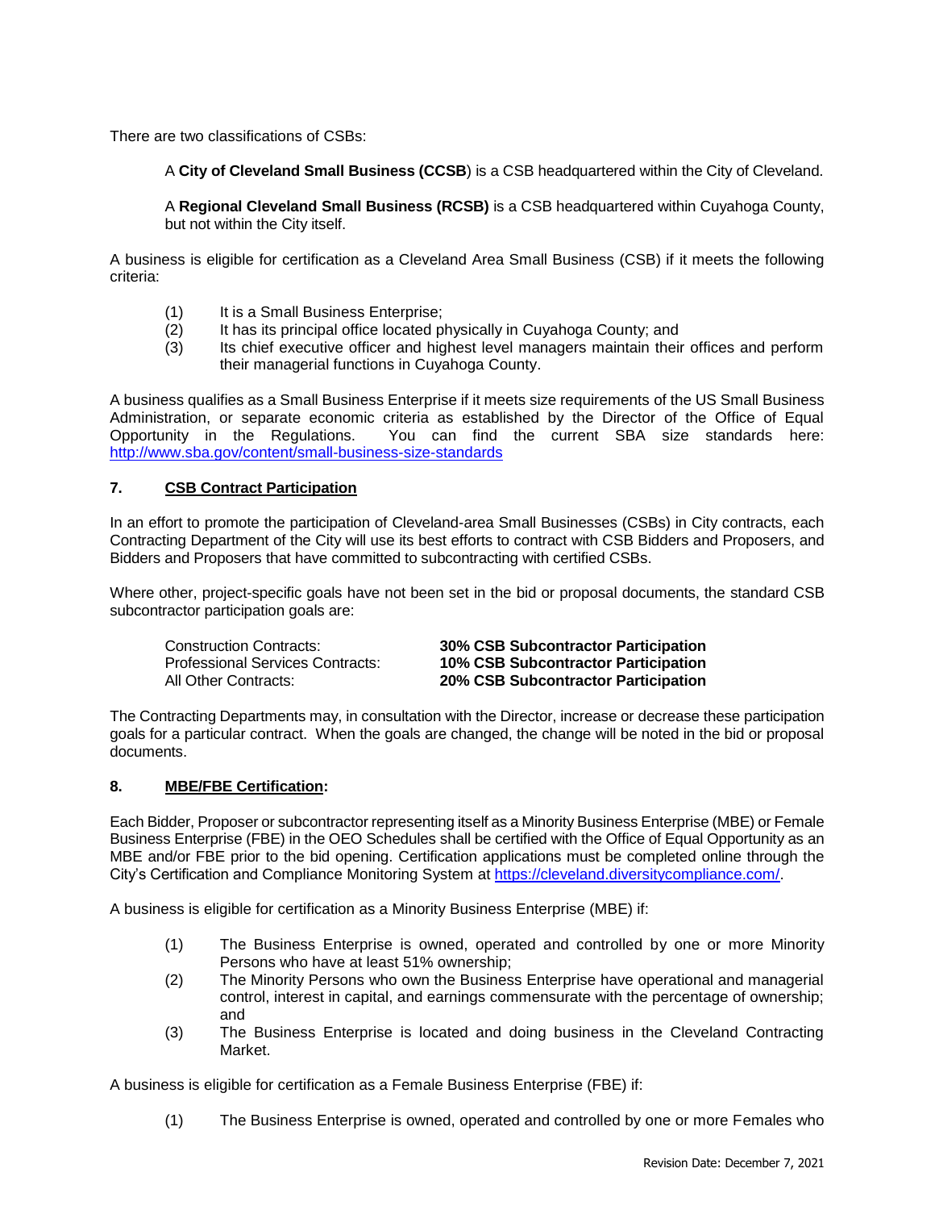There are two classifications of CSBs:

> A **City of Cleveland Small Business (CCSB**) is a CSB headquartered within the City of Cleveland.
>
> A **Regional Cleveland Small Business (RCSB)** is a CSB headquartered within Cuyahoga County, but not within the City itself.

A business is eligible for certification as a Cleveland Area Small Business (CSB) if it meets the following criteria:

(1) It is a Small Business Enterprise;
(2) It has its principal office located physically in Cuyahoga County; and
(3) Its chief executive officer and highest level managers maintain their offices and perform their managerial functions in Cuyahoga County.

A business qualifies as a Small Business Enterprise if it meets size requirements of the US Small Business Administration, or separate economic criteria as established by the Director of the Office of Equal Opportunity in the Regulations. You can find the current SBA size standards here: http://www.sba.gov/content/small-business-size-standards

## 7. CSB Contract Participation

In an effort to promote the participation of Cleveland-area Small Businesses (CSBs) in City contracts, each Contracting Department of the City will use its best efforts to contract with CSB Bidders and Proposers, and Bidders and Proposers that have committed to subcontracting with certified CSBs.

Where other, project-specific goals have not been set in the bid or proposal documents, the standard CSB subcontractor participation goals are:

| | |
|---|---|
| Construction Contracts: | **30% CSB Subcontractor Participation** |
| Professional Services Contracts: | **10% CSB Subcontractor Participation** |
| All Other Contracts: | **20% CSB Subcontractor Participation** |

The Contracting Departments may, in consultation with the Director, increase or decrease these participation goals for a particular contract. When the goals are changed, the change will be noted in the bid or proposal documents.

## 8. MBE/FBE Certification:

Each Bidder, Proposer or subcontractor representing itself as a Minority Business Enterprise (MBE) or Female Business Enterprise (FBE) in the OEO Schedules shall be certified with the Office of Equal Opportunity as an MBE and/or FBE prior to the bid opening. Certification applications must be completed online through the City's Certification and Compliance Monitoring System at https://cleveland.diversitycompliance.com/.

A business is eligible for certification as a Minority Business Enterprise (MBE) if:

(1) The Business Enterprise is owned, operated and controlled by one or more Minority Persons who have at least 51% ownership;
(2) The Minority Persons who own the Business Enterprise have operational and managerial control, interest in capital, and earnings commensurate with the percentage of ownership; and
(3) The Business Enterprise is located and doing business in the Cleveland Contracting Market.

A business is eligible for certification as a Female Business Enterprise (FBE) if:

(1) The Business Enterprise is owned, operated and controlled by one or more Females who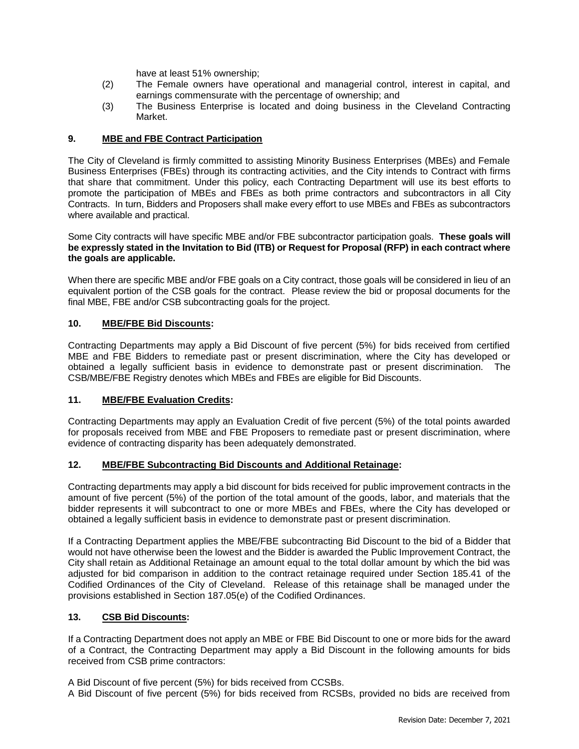have at least 51% ownership;

(2) The Female owners have operational and managerial control, interest in capital, and earnings commensurate with the percentage of ownership; and

(3) The Business Enterprise is located and doing business in the Cleveland Contracting Market.

## 9. MBE and FBE Contract Participation

The City of Cleveland is firmly committed to assisting Minority Business Enterprises (MBEs) and Female Business Enterprises (FBEs) through its contracting activities, and the City intends to Contract with firms that share that commitment. Under this policy, each Contracting Department will use its best efforts to promote the participation of MBEs and FBEs as both prime contractors and subcontractors in all City Contracts. In turn, Bidders and Proposers shall make every effort to use MBEs and FBEs as subcontractors where available and practical.

Some City contracts will have specific MBE and/or FBE subcontractor participation goals. **These goals will be expressly stated in the Invitation to Bid (ITB) or Request for Proposal (RFP) in each contract where the goals are applicable.**

When there are specific MBE and/or FBE goals on a City contract, those goals will be considered in lieu of an equivalent portion of the CSB goals for the contract. Please review the bid or proposal documents for the final MBE, FBE and/or CSB subcontracting goals for the project.

## 10. MBE/FBE Bid Discounts:

Contracting Departments may apply a Bid Discount of five percent (5%) for bids received from certified MBE and FBE Bidders to remediate past or present discrimination, where the City has developed or obtained a legally sufficient basis in evidence to demonstrate past or present discrimination. The CSB/MBE/FBE Registry denotes which MBEs and FBEs are eligible for Bid Discounts.

## 11. MBE/FBE Evaluation Credits:

Contracting Departments may apply an Evaluation Credit of five percent (5%) of the total points awarded for proposals received from MBE and FBE Proposers to remediate past or present discrimination, where evidence of contracting disparity has been adequately demonstrated.

## 12. MBE/FBE Subcontracting Bid Discounts and Additional Retainage:

Contracting departments may apply a bid discount for bids received for public improvement contracts in the amount of five percent (5%) of the portion of the total amount of the goods, labor, and materials that the bidder represents it will subcontract to one or more MBEs and FBEs, where the City has developed or obtained a legally sufficient basis in evidence to demonstrate past or present discrimination.

If a Contracting Department applies the MBE/FBE subcontracting Bid Discount to the bid of a Bidder that would not have otherwise been the lowest and the Bidder is awarded the Public Improvement Contract, the City shall retain as Additional Retainage an amount equal to the total dollar amount by which the bid was adjusted for bid comparison in addition to the contract retainage required under Section 185.41 of the Codified Ordinances of the City of Cleveland. Release of this retainage shall be managed under the provisions established in Section 187.05(e) of the Codified Ordinances.

## 13. CSB Bid Discounts:

If a Contracting Department does not apply an MBE or FBE Bid Discount to one or more bids for the award of a Contract, the Contracting Department may apply a Bid Discount in the following amounts for bids received from CSB prime contractors:

A Bid Discount of five percent (5%) for bids received from CCSBs.
A Bid Discount of five percent (5%) for bids received from RCSBs, provided no bids are received from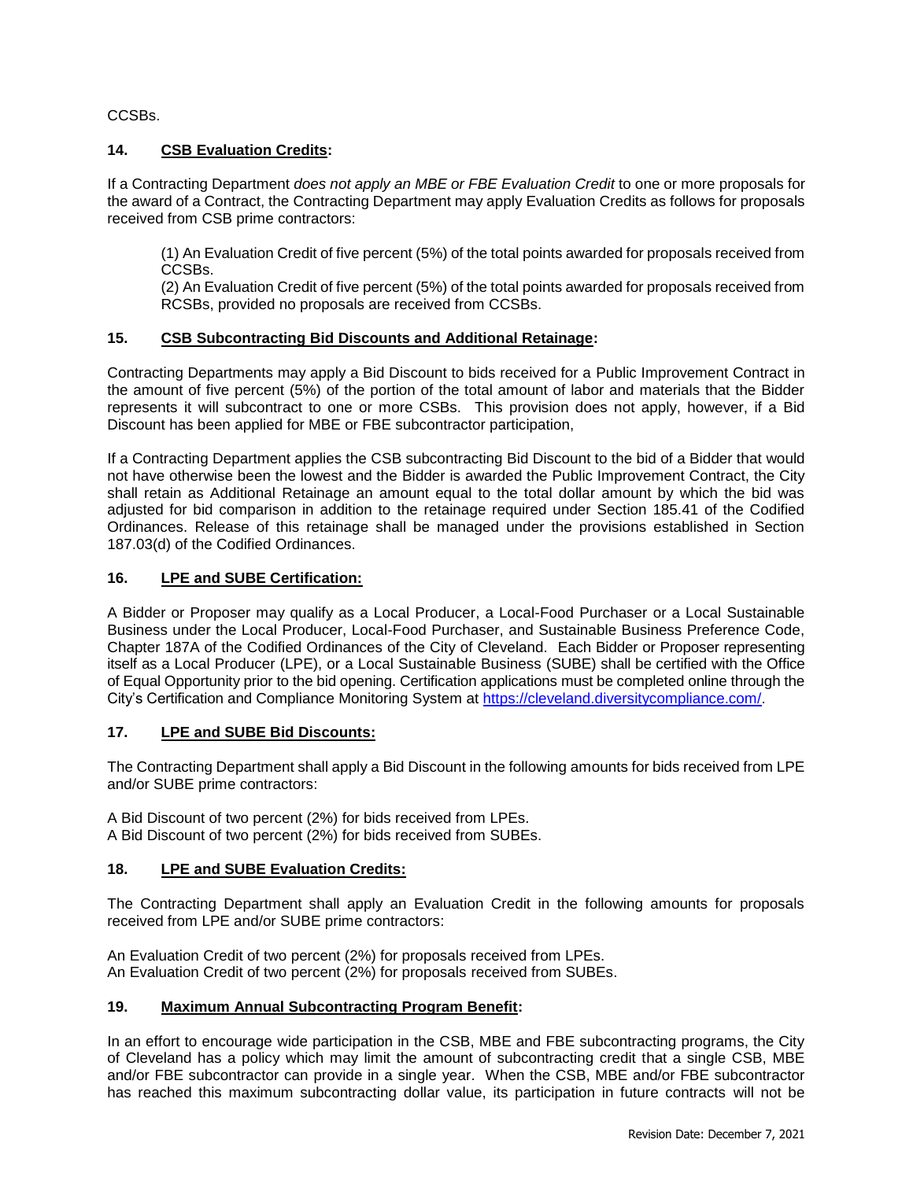CCSBs.

**14. CSB Evaluation Credits:**

If a Contracting Department *does not apply an MBE or FBE Evaluation Credit* to one or more proposals for the award of a Contract, the Contracting Department may apply Evaluation Credits as follows for proposals received from CSB prime contractors:

(1) An Evaluation Credit of five percent (5%) of the total points awarded for proposals received from CCSBs.
(2) An Evaluation Credit of five percent (5%) of the total points awarded for proposals received from RCSBs, provided no proposals are received from CCSBs.

**15. CSB Subcontracting Bid Discounts and Additional Retainage:**

Contracting Departments may apply a Bid Discount to bids received for a Public Improvement Contract in the amount of five percent (5%) of the portion of the total amount of labor and materials that the Bidder represents it will subcontract to one or more CSBs. This provision does not apply, however, if a Bid Discount has been applied for MBE or FBE subcontractor participation,

If a Contracting Department applies the CSB subcontracting Bid Discount to the bid of a Bidder that would not have otherwise been the lowest and the Bidder is awarded the Public Improvement Contract, the City shall retain as Additional Retainage an amount equal to the total dollar amount by which the bid was adjusted for bid comparison in addition to the retainage required under Section 185.41 of the Codified Ordinances. Release of this retainage shall be managed under the provisions established in Section 187.03(d) of the Codified Ordinances.

**16. LPE and SUBE Certification:**

A Bidder or Proposer may qualify as a Local Producer, a Local-Food Purchaser or a Local Sustainable Business under the Local Producer, Local-Food Purchaser, and Sustainable Business Preference Code, Chapter 187A of the Codified Ordinances of the City of Cleveland. Each Bidder or Proposer representing itself as a Local Producer (LPE), or a Local Sustainable Business (SUBE) shall be certified with the Office of Equal Opportunity prior to the bid opening. Certification applications must be completed online through the City's Certification and Compliance Monitoring System at https://cleveland.diversitycompliance.com/.

**17. LPE and SUBE Bid Discounts:**

The Contracting Department shall apply a Bid Discount in the following amounts for bids received from LPE and/or SUBE prime contractors:

A Bid Discount of two percent (2%) for bids received from LPEs.
A Bid Discount of two percent (2%) for bids received from SUBEs.

**18. LPE and SUBE Evaluation Credits:**

The Contracting Department shall apply an Evaluation Credit in the following amounts for proposals received from LPE and/or SUBE prime contractors:

An Evaluation Credit of two percent (2%) for proposals received from LPEs.
An Evaluation Credit of two percent (2%) for proposals received from SUBEs.

**19. Maximum Annual Subcontracting Program Benefit:**

In an effort to encourage wide participation in the CSB, MBE and FBE subcontracting programs, the City of Cleveland has a policy which may limit the amount of subcontracting credit that a single CSB, MBE and/or FBE subcontractor can provide in a single year. When the CSB, MBE and/or FBE subcontractor has reached this maximum subcontracting dollar value, its participation in future contracts will not be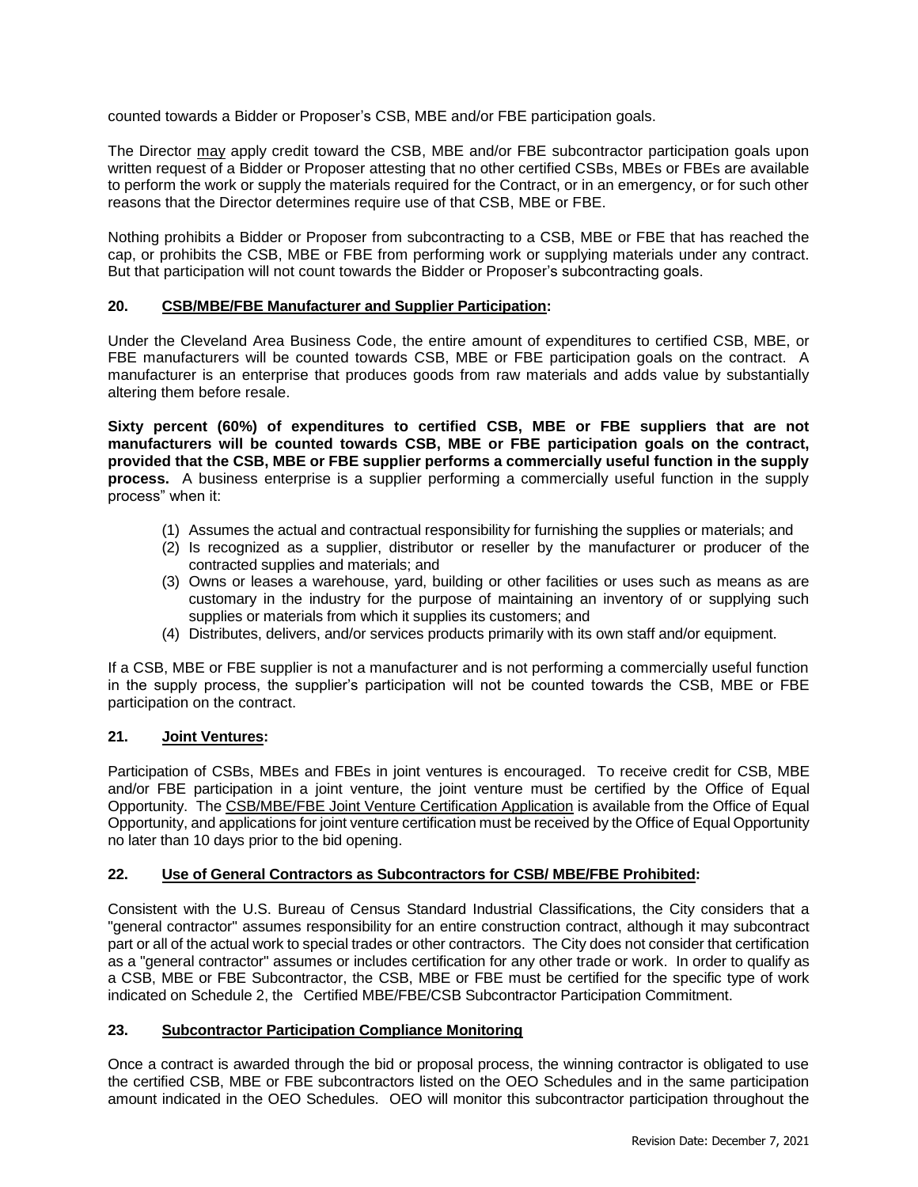counted towards a Bidder or Proposer's CSB, MBE and/or FBE participation goals.

The Director may apply credit toward the CSB, MBE and/or FBE subcontractor participation goals upon written request of a Bidder or Proposer attesting that no other certified CSBs, MBEs or FBEs are available to perform the work or supply the materials required for the Contract, or in an emergency, or for such other reasons that the Director determines require use of that CSB, MBE or FBE.

Nothing prohibits a Bidder or Proposer from subcontracting to a CSB, MBE or FBE that has reached the cap, or prohibits the CSB, MBE or FBE from performing work or supplying materials under any contract. But that participation will not count towards the Bidder or Proposer's subcontracting goals.

### 20. CSB/MBE/FBE Manufacturer and Supplier Participation:

Under the Cleveland Area Business Code, the entire amount of expenditures to certified CSB, MBE, or FBE manufacturers will be counted towards CSB, MBE or FBE participation goals on the contract. A manufacturer is an enterprise that produces goods from raw materials and adds value by substantially altering them before resale.

**Sixty percent (60%) of expenditures to certified CSB, MBE or FBE suppliers that are not manufacturers will be counted towards CSB, MBE or FBE participation goals on the contract, provided that the CSB, MBE or FBE supplier performs a commercially useful function in the supply process.** A business enterprise is a supplier performing a commercially useful function in the supply process" when it:

(1) Assumes the actual and contractual responsibility for furnishing the supplies or materials; and
(2) Is recognized as a supplier, distributor or reseller by the manufacturer or producer of the contracted supplies and materials; and
(3) Owns or leases a warehouse, yard, building or other facilities or uses such as means as are customary in the industry for the purpose of maintaining an inventory of or supplying such supplies or materials from which it supplies its customers; and
(4) Distributes, delivers, and/or services products primarily with its own staff and/or equipment.

If a CSB, MBE or FBE supplier is not a manufacturer and is not performing a commercially useful function in the supply process, the supplier's participation will not be counted towards the CSB, MBE or FBE participation on the contract.

### 21. Joint Ventures:

Participation of CSBs, MBEs and FBEs in joint ventures is encouraged. To receive credit for CSB, MBE and/or FBE participation in a joint venture, the joint venture must be certified by the Office of Equal Opportunity. The CSB/MBE/FBE Joint Venture Certification Application is available from the Office of Equal Opportunity, and applications for joint venture certification must be received by the Office of Equal Opportunity no later than 10 days prior to the bid opening.

### 22. Use of General Contractors as Subcontractors for CSB/ MBE/FBE Prohibited:

Consistent with the U.S. Bureau of Census Standard Industrial Classifications, the City considers that a "general contractor" assumes responsibility for an entire construction contract, although it may subcontract part or all of the actual work to special trades or other contractors. The City does not consider that certification as a "general contractor" assumes or includes certification for any other trade or work. In order to qualify as a CSB, MBE or FBE Subcontractor, the CSB, MBE or FBE must be certified for the specific type of work indicated on Schedule 2, the Certified MBE/FBE/CSB Subcontractor Participation Commitment.

### 23. Subcontractor Participation Compliance Monitoring

Once a contract is awarded through the bid or proposal process, the winning contractor is obligated to use the certified CSB, MBE or FBE subcontractors listed on the OEO Schedules and in the same participation amount indicated in the OEO Schedules. OEO will monitor this subcontractor participation throughout the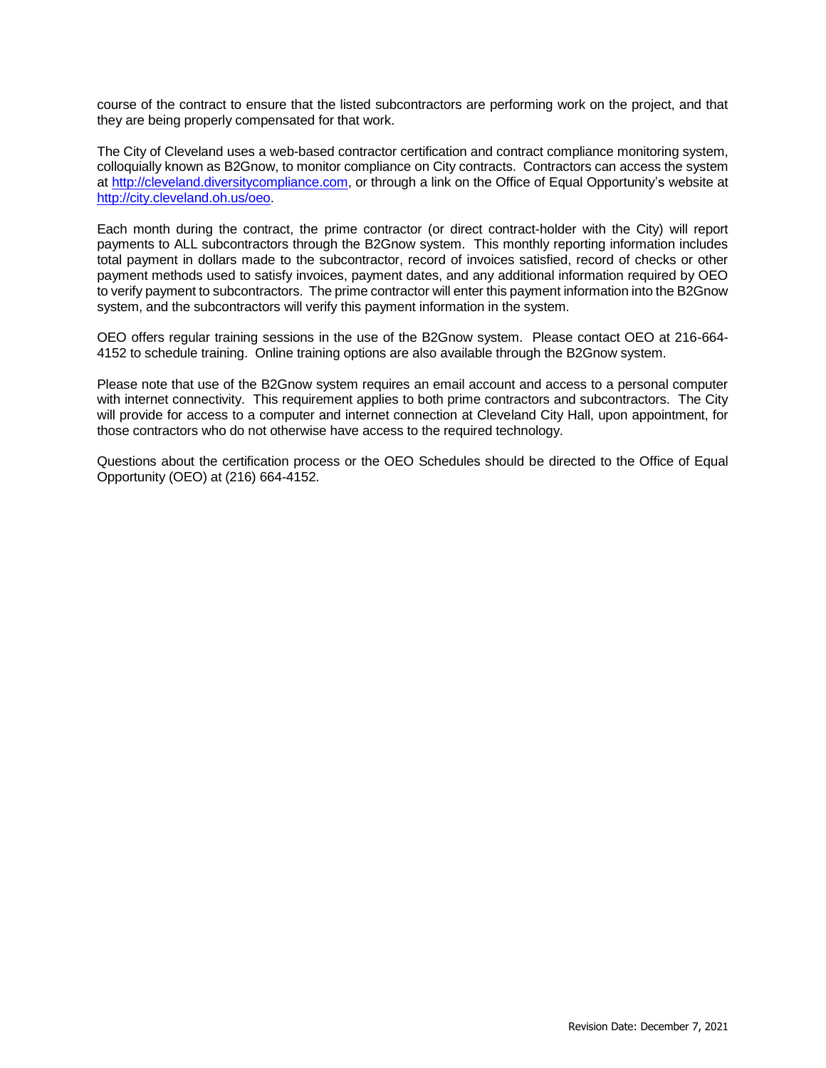course of the contract to ensure that the listed subcontractors are performing work on the project, and that they are being properly compensated for that work.

The City of Cleveland uses a web-based contractor certification and contract compliance monitoring system, colloquially known as B2Gnow, to monitor compliance on City contracts. Contractors can access the system at http://cleveland.diversitycompliance.com, or through a link on the Office of Equal Opportunity's website at http://city.cleveland.oh.us/oeo.

Each month during the contract, the prime contractor (or direct contract-holder with the City) will report payments to ALL subcontractors through the B2Gnow system. This monthly reporting information includes total payment in dollars made to the subcontractor, record of invoices satisfied, record of checks or other payment methods used to satisfy invoices, payment dates, and any additional information required by OEO to verify payment to subcontractors. The prime contractor will enter this payment information into the B2Gnow system, and the subcontractors will verify this payment information in the system.

OEO offers regular training sessions in the use of the B2Gnow system. Please contact OEO at 216-664-4152 to schedule training. Online training options are also available through the B2Gnow system.

Please note that use of the B2Gnow system requires an email account and access to a personal computer with internet connectivity. This requirement applies to both prime contractors and subcontractors. The City will provide for access to a computer and internet connection at Cleveland City Hall, upon appointment, for those contractors who do not otherwise have access to the required technology.

Questions about the certification process or the OEO Schedules should be directed to the Office of Equal Opportunity (OEO) at (216) 664-4152.

Revision Date: December 7, 2021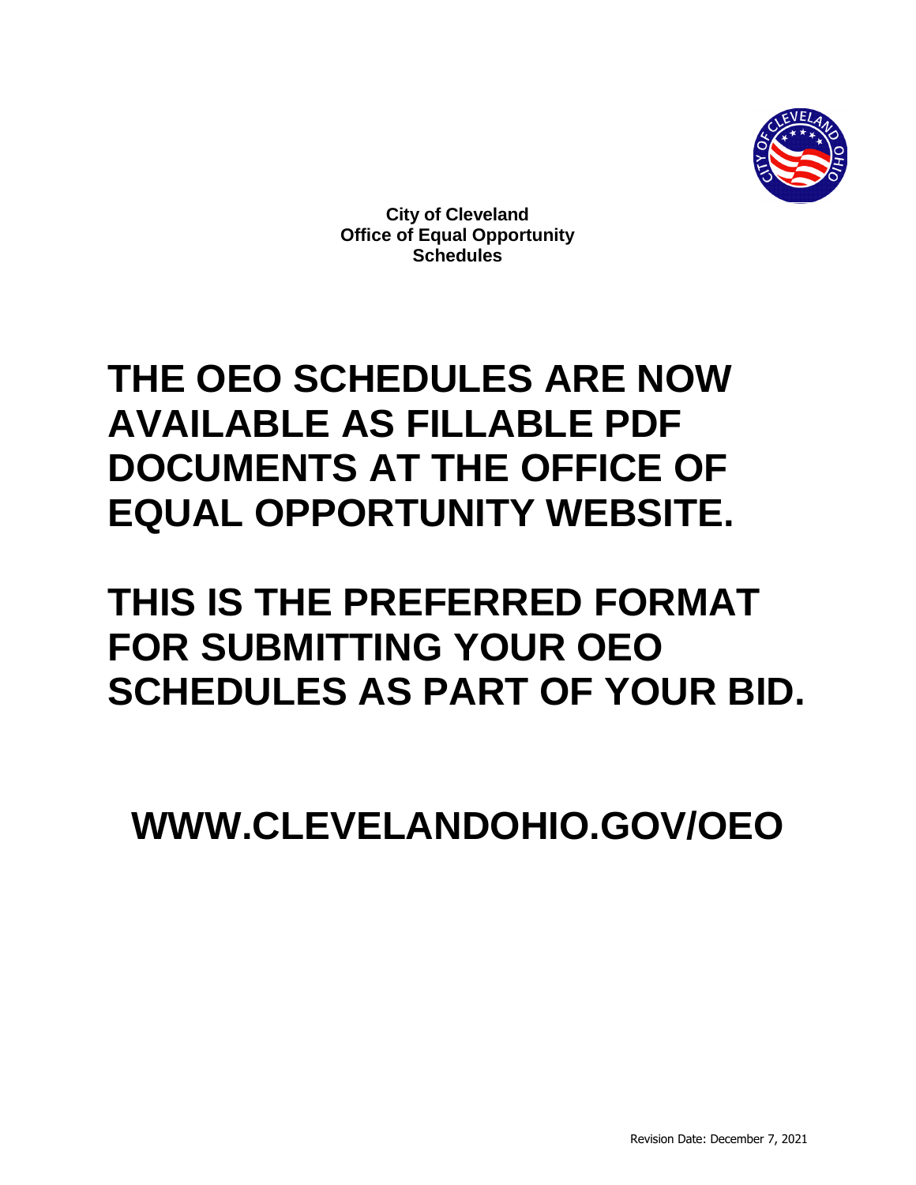**City of Cleveland**
**Office of Equal Opportunity**
**Schedules**

# THE OEO SCHEDULES ARE NOW AVAILABLE AS FILLABLE PDF DOCUMENTS AT THE OFFICE OF EQUAL OPPORTUNITY WEBSITE.

# THIS IS THE PREFERRED FORMAT FOR SUBMITTING YOUR OEO SCHEDULES AS PART OF YOUR BID.

# WWW.CLEVELANDOHIO.GOV/OEO

Revision Date: December 7, 2021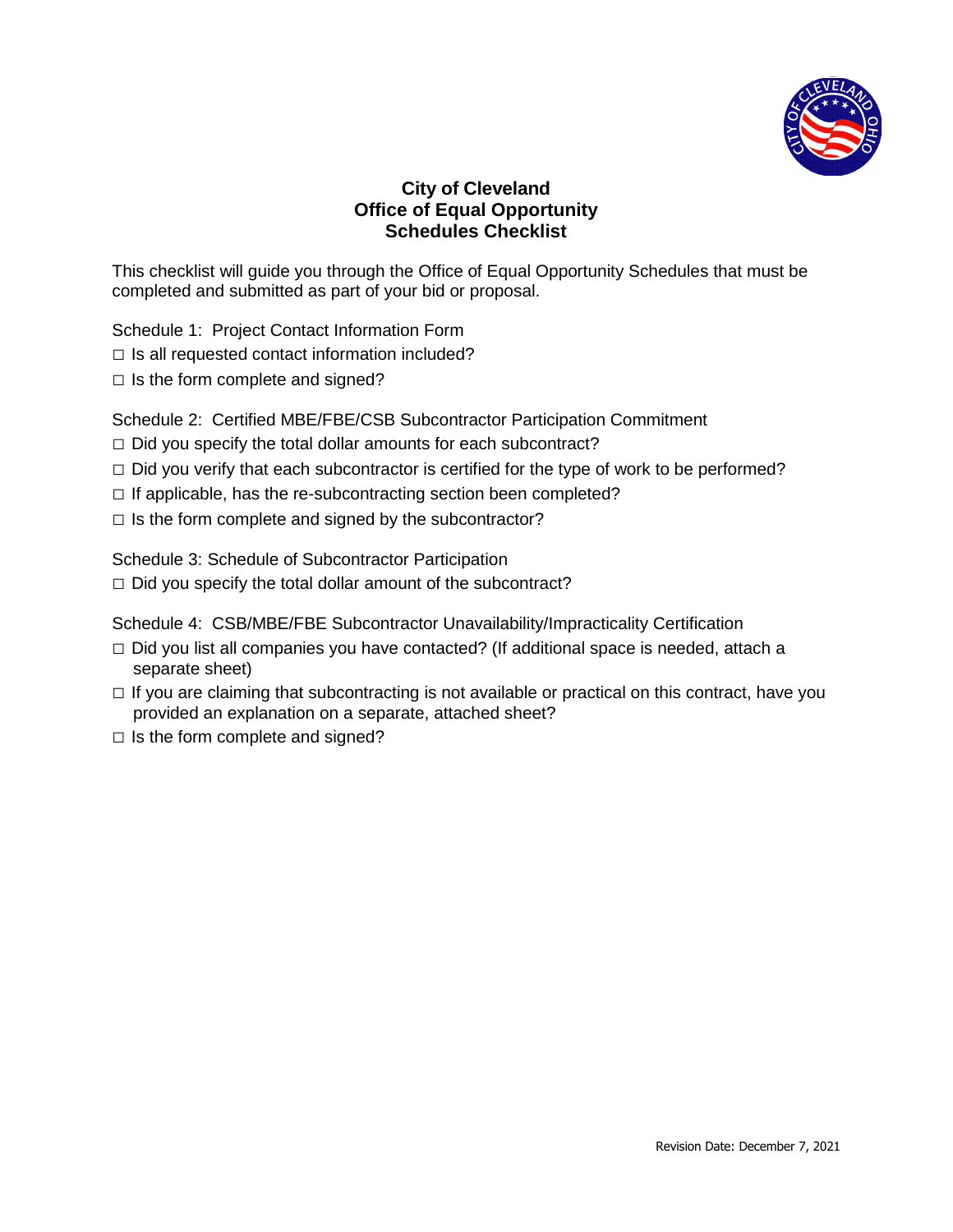# City of Cleveland
## Office of Equal Opportunity
## Schedules Checklist

This checklist will guide you through the Office of Equal Opportunity Schedules that must be completed and submitted as part of your bid or proposal.

Schedule 1: Project Contact Information Form

- □ Is all requested contact information included?
- □ Is the form complete and signed?

Schedule 2: Certified MBE/FBE/CSB Subcontractor Participation Commitment

- □ Did you specify the total dollar amounts for each subcontract?
- □ Did you verify that each subcontractor is certified for the type of work to be performed?
- □ If applicable, has the re-subcontracting section been completed?
- □ Is the form complete and signed by the subcontractor?

Schedule 3: Schedule of Subcontractor Participation

- □ Did you specify the total dollar amount of the subcontract?

Schedule 4: CSB/MBE/FBE Subcontractor Unavailability/Impracticality Certification

- □ Did you list all companies you have contacted? (If additional space is needed, attach a separate sheet)
- □ If you are claiming that subcontracting is not available or practical on this contract, have you provided an explanation on a separate, attached sheet?
- □ Is the form complete and signed?

Revision Date: December 7, 2021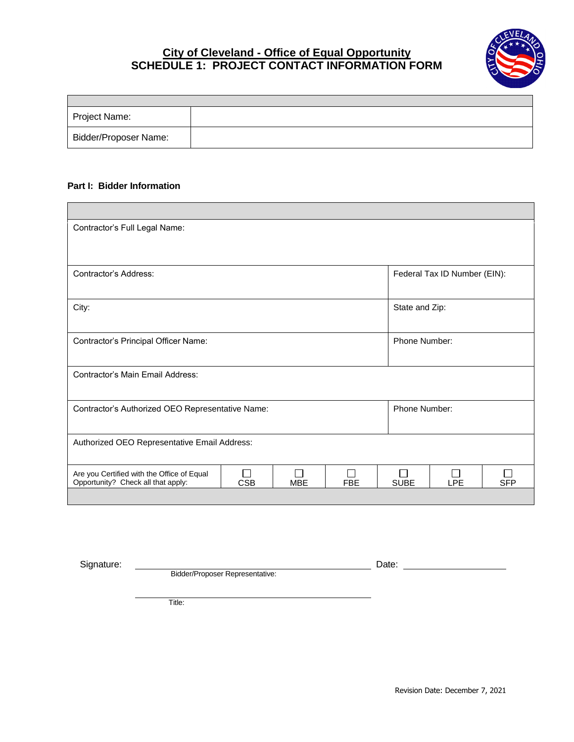# City of Cleveland - Office of Equal Opportunity

## SCHEDULE 1: PROJECT CONTACT INFORMATION FORM

| | |
|---|---|
| Project Name: | |
| Bidder/Proposer Name: | |

**Part I: Bidder Information**

| | |
|---|---|
| Contractor's Full Legal Name: | |
| Contractor's Address: | Federal Tax ID Number (EIN): |
| City: | State and Zip: |
| Contractor's Principal Officer Name: | Phone Number: |
| Contractor's Main Email Address: | |
| Contractor's Authorized OEO Representative Name: | Phone Number: |
| Authorized OEO Representative Email Address: | |

| Are you Certified with the Office of Equal Opportunity? Check all that apply: | ☐ CSB | ☐ MBE | ☐ FBE | ☐ SUBE | ☐ LPE | ☐ SFP |
|---|---|---|---|---|---|---|

Signature: ______________________________ Date: ____________________

Bidder/Proposer Representative:

______________________________

Title:

Revision Date: December 7, 2021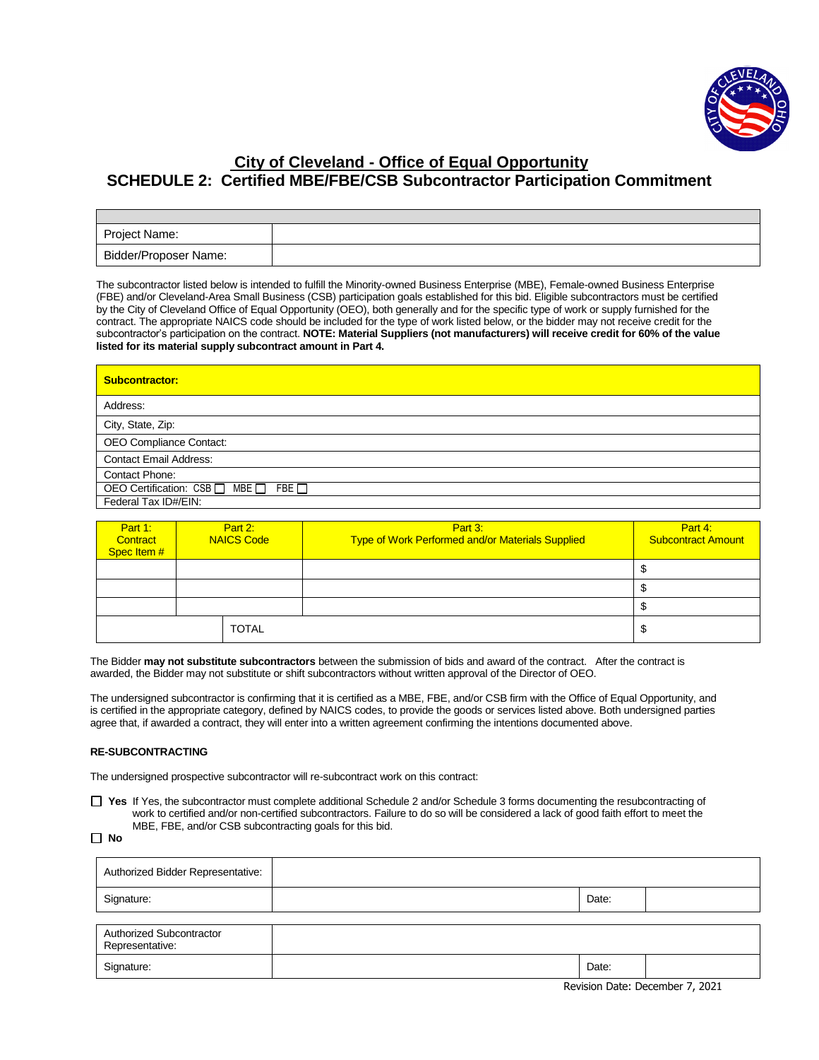# City of Cleveland - Office of Equal Opportunity

## SCHEDULE 2: Certified MBE/FBE/CSB Subcontractor Participation Commitment

| | |
|---|---|
| Project Name: | |
| Bidder/Proposer Name: | |

The subcontractor listed below is intended to fulfill the Minority-owned Business Enterprise (MBE), Female-owned Business Enterprise (FBE) and/or Cleveland-Area Small Business (CSB) participation goals established for this bid. Eligible subcontractors must be certified by the City of Cleveland Office of Equal Opportunity (OEO), both generally and for the specific type of work or supply furnished for the contract. The appropriate NAICS code should be included for the type of work listed below, or the bidder may not receive credit for the subcontractor's participation on the contract. **NOTE: Material Suppliers (not manufacturers) will receive credit for 60% of the value listed for its material supply subcontract amount in Part 4.**

| **Subcontractor:** |
|---|
| Address: |
| City, State, Zip: |
| OEO Compliance Contact: |
| Contact Email Address: |
| Contact Phone: |
| OEO Certification: CSB ☐ MBE ☐ FBE ☐ |
| Federal Tax ID#/EIN: |

| Part 1: Contract Spec Item # | Part 2: NAICS Code | Part 3: Type of Work Performed and/or Materials Supplied | Part 4: Subcontract Amount |
|---|---|---|---|
| | | | $ |
| | | | $ |
| | | | $ |
| | TOTAL | | $ |

The Bidder **may not substitute subcontractors** between the submission of bids and award of the contract. After the contract is awarded, the Bidder may not substitute or shift subcontractors without written approval of the Director of OEO.

The undersigned subcontractor is confirming that it is certified as a MBE, FBE, and/or CSB firm with the Office of Equal Opportunity, and is certified in the appropriate category, defined by NAICS codes, to provide the goods or services listed above. Both undersigned parties agree that, if awarded a contract, they will enter into a written agreement confirming the intentions documented above.

**RE-SUBCONTRACTING**

The undersigned prospective subcontractor will re-subcontract work on this contract:

☐ **Yes** If Yes, the subcontractor must complete additional Schedule 2 and/or Schedule 3 forms documenting the resubcontracting of work to certified and/or non-certified subcontractors. Failure to do so will be considered a lack of good faith effort to meet the MBE, FBE, and/or CSB subcontracting goals for this bid.

☐ **No**

| | | | |
|---|---|---|---|
| Authorized Bidder Representative: | | | |
| Signature: | | Date: | |

| | | | |
|---|---|---|---|
| Authorized Subcontractor Representative: | | | |
| Signature: | | Date: | |

Revision Date: December 7, 2021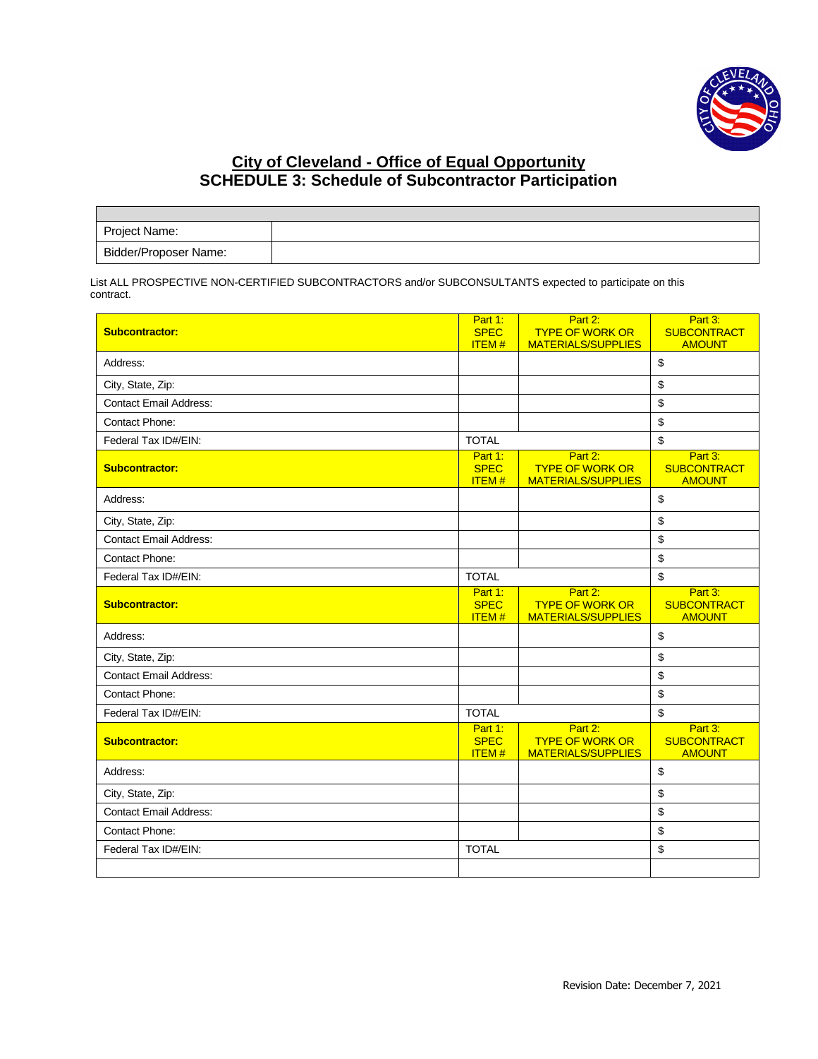## City of Cleveland - Office of Equal Opportunity
## SCHEDULE 3: Schedule of Subcontractor Participation

| | |
|---|---|
| Project Name: | |
| Bidder/Proposer Name: | |

List ALL PROSPECTIVE NON-CERTIFIED SUBCONTRACTORS and/or SUBCONSULTANTS expected to participate on this contract.

| **Subcontractor:** | Part 1: SPEC ITEM # | Part 2: TYPE OF WORK OR MATERIALS/SUPPLIES | Part 3: SUBCONTRACT AMOUNT |
|---|---|---|---|
| Address: | | | $ |
| City, State, Zip: | | | $ |
| Contact Email Address: | | | $ |
| Contact Phone: | | | $ |
| Federal Tax ID#/EIN: | TOTAL | | $ |
| **Subcontractor:** | Part 1: SPEC ITEM # | Part 2: TYPE OF WORK OR MATERIALS/SUPPLIES | Part 3: SUBCONTRACT AMOUNT |
| Address: | | | $ |
| City, State, Zip: | | | $ |
| Contact Email Address: | | | $ |
| Contact Phone: | | | $ |
| Federal Tax ID#/EIN: | TOTAL | | $ |
| **Subcontractor:** | Part 1: SPEC ITEM # | Part 2: TYPE OF WORK OR MATERIALS/SUPPLIES | Part 3: SUBCONTRACT AMOUNT |
| Address: | | | $ |
| City, State, Zip: | | | $ |
| Contact Email Address: | | | $ |
| Contact Phone: | | | $ |
| Federal Tax ID#/EIN: | TOTAL | | $ |
| **Subcontractor:** | Part 1: SPEC ITEM # | Part 2: TYPE OF WORK OR MATERIALS/SUPPLIES | Part 3: SUBCONTRACT AMOUNT |
| Address: | | | $ |
| City, State, Zip: | | | $ |
| Contact Email Address: | | | $ |
| Contact Phone: | | | $ |
| Federal Tax ID#/EIN: | TOTAL | | $ |
| | | | |

Revision Date: December 7, 2021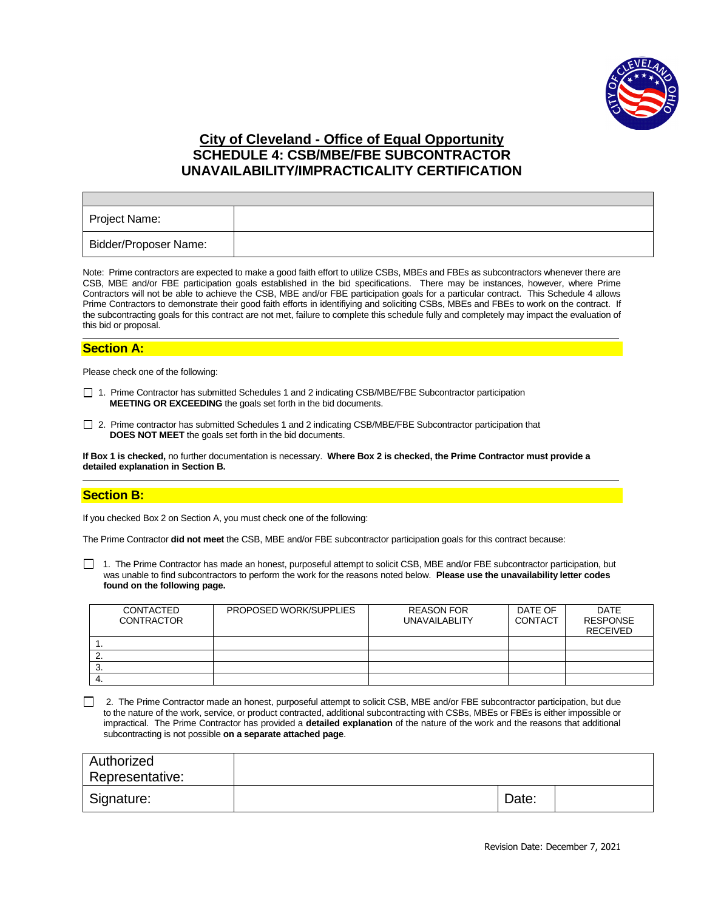# City of Cleveland - Office of Equal Opportunity

## SCHEDULE 4: CSB/MBE/FBE SUBCONTRACTOR UNAVAILABILITY/IMPRACTICALITY CERTIFICATION

| | |
|---|---|
| Project Name: | |
| Bidder/Proposer Name: | |

Note: Prime contractors are expected to make a good faith effort to utilize CSBs, MBEs and FBEs as subcontractors whenever there are CSB, MBE and/or FBE participation goals established in the bid specifications. There may be instances, however, where Prime Contractors will not be able to achieve the CSB, MBE and/or FBE participation goals for a particular contract. This Schedule 4 allows Prime Contractors to demonstrate their good faith efforts in identifiying and soliciting CSBs, MBEs and FBEs to work on the contract. If the subcontracting goals for this contract are not met, failure to complete this schedule fully and completely may impact the evaluation of this bid or proposal.

### Section A:

Please check one of the following:

☐ 1. Prime Contractor has submitted Schedules 1 and 2 indicating CSB/MBE/FBE Subcontractor participation **MEETING OR EXCEEDING** the goals set forth in the bid documents.

☐ 2. Prime contractor has submitted Schedules 1 and 2 indicating CSB/MBE/FBE Subcontractor participation that **DOES NOT MEET** the goals set forth in the bid documents.

**If Box 1 is checked,** no further documentation is necessary. **Where Box 2 is checked, the Prime Contractor must provide a detailed explanation in Section B.**

### Section B:

If you checked Box 2 on Section A, you must check one of the following:

The Prime Contractor **did not meet** the CSB, MBE and/or FBE subcontractor participation goals for this contract because:

☐ 1. The Prime Contractor has made an honest, purposeful attempt to solicit CSB, MBE and/or FBE subcontractor participation, but was unable to find subcontractors to perform the work for the reasons noted below. **Please use the unavailability letter codes found on the following page.**

| CONTACTED CONTRACTOR | PROPOSED WORK/SUPPLIES | REASON FOR UNAVAILABLITY | DATE OF CONTACT | DATE RESPONSE RECEIVED |
|---|---|---|---|---|
| 1. | | | | |
| 2. | | | | |
| 3. | | | | |
| 4. | | | | |

☐ 2. The Prime Contractor made an honest, purposeful attempt to solicit CSB, MBE and/or FBE subcontractor participation, but due to the nature of the work, service, or product contracted, additional subcontracting with CSBs, MBEs or FBEs is either impossible or impractical. The Prime Contractor has provided a **detailed explanation** of the nature of the work and the reasons that additional subcontracting is not possible **on a separate attached page**.

| | | | |
|---|---|---|---|
| Authorized Representative: | | | |
| Signature: | | Date: | |

Revision Date: December 7, 2021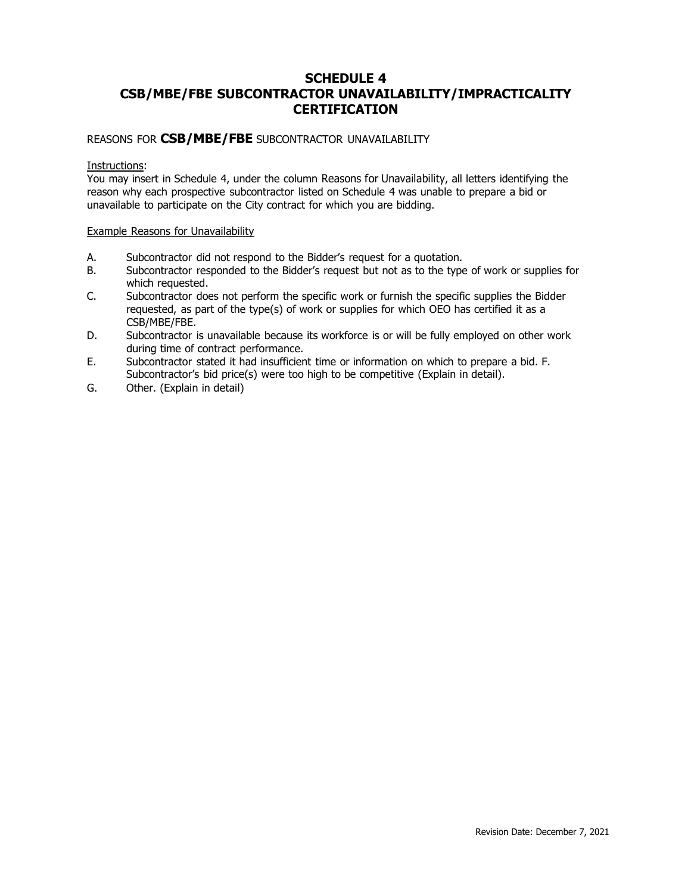# SCHEDULE 4
# CSB/MBE/FBE SUBCONTRACTOR UNAVAILABILITY/IMPRACTICALITY CERTIFICATION

REASONS FOR **CSB/MBE/FBE** SUBCONTRACTOR UNAVAILABILITY

Instructions:
You may insert in Schedule 4, under the column Reasons for Unavailability, all letters identifying the reason why each prospective subcontractor listed on Schedule 4 was unable to prepare a bid or unavailable to participate on the City contract for which you are bidding.

Example Reasons for Unavailability

A. Subcontractor did not respond to the Bidder's request for a quotation.
B. Subcontractor responded to the Bidder's request but not as to the type of work or supplies for which requested.
C. Subcontractor does not perform the specific work or furnish the specific supplies the Bidder requested, as part of the type(s) of work or supplies for which OEO has certified it as a CSB/MBE/FBE.
D. Subcontractor is unavailable because its workforce is or will be fully employed on other work during time of contract performance.
E. Subcontractor stated it had insufficient time or information on which to prepare a bid. F. Subcontractor's bid price(s) were too high to be competitive (Explain in detail).
G. Other. (Explain in detail)

Revision Date: December 7, 2021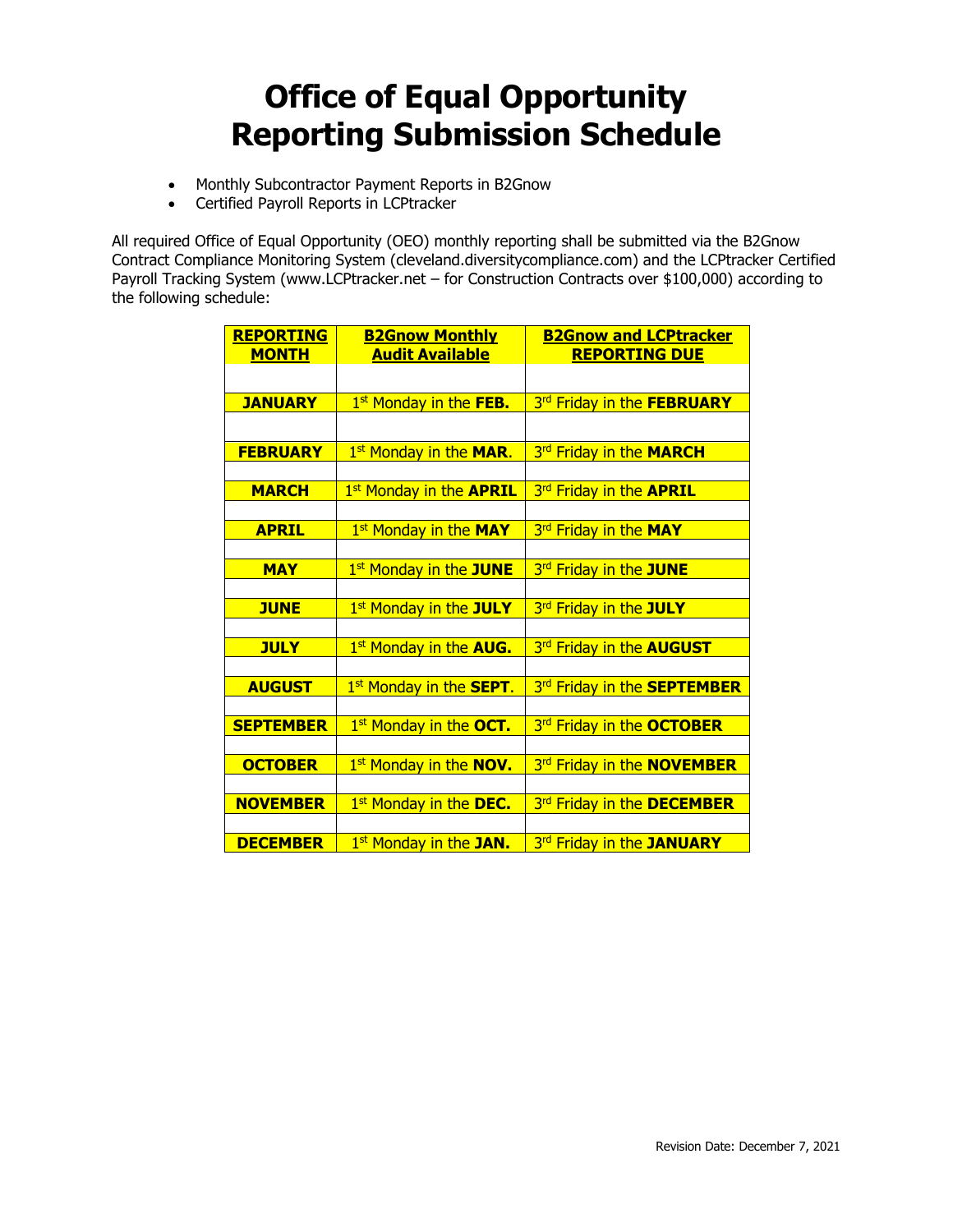# Office of Equal Opportunity Reporting Submission Schedule

- Monthly Subcontractor Payment Reports in B2Gnow
- Certified Payroll Reports in LCPtracker

All required Office of Equal Opportunity (OEO) monthly reporting shall be submitted via the B2Gnow Contract Compliance Monitoring System (cleveland.diversitycompliance.com) and the LCPtracker Certified Payroll Tracking System (www.LCPtracker.net – for Construction Contracts over $100,000) according to the following schedule:

| REPORTING MONTH | B2Gnow Monthly Audit Available | B2Gnow and LCPtracker REPORTING DUE |
|---|---|---|
| **JANUARY** | 1st Monday in the **FEB.** | 3rd Friday in the **FEBRUARY** |
| **FEBRUARY** | 1st Monday in the **MAR.** | 3rd Friday in the **MARCH** |
| **MARCH** | 1st Monday in the **APRIL** | 3rd Friday in the **APRIL** |
| **APRIL** | 1st Monday in the **MAY** | 3rd Friday in the **MAY** |
| **MAY** | 1st Monday in the **JUNE** | 3rd Friday in the **JUNE** |
| **JUNE** | 1st Monday in the **JULY** | 3rd Friday in the **JULY** |
| **JULY** | 1st Monday in the **AUG.** | 3rd Friday in the **AUGUST** |
| **AUGUST** | 1st Monday in the **SEPT**. | 3rd Friday in the **SEPTEMBER** |
| **SEPTEMBER** | 1st Monday in the **OCT.** | 3rd Friday in the **OCTOBER** |
| **OCTOBER** | 1st Monday in the **NOV.** | 3rd Friday in the **NOVEMBER** |
| **NOVEMBER** | 1st Monday in the **DEC.** | 3rd Friday in the **DECEMBER** |
| **DECEMBER** | 1st Monday in the **JAN.** | 3rd Friday in the **JANUARY** |

Revision Date: December 7, 2021